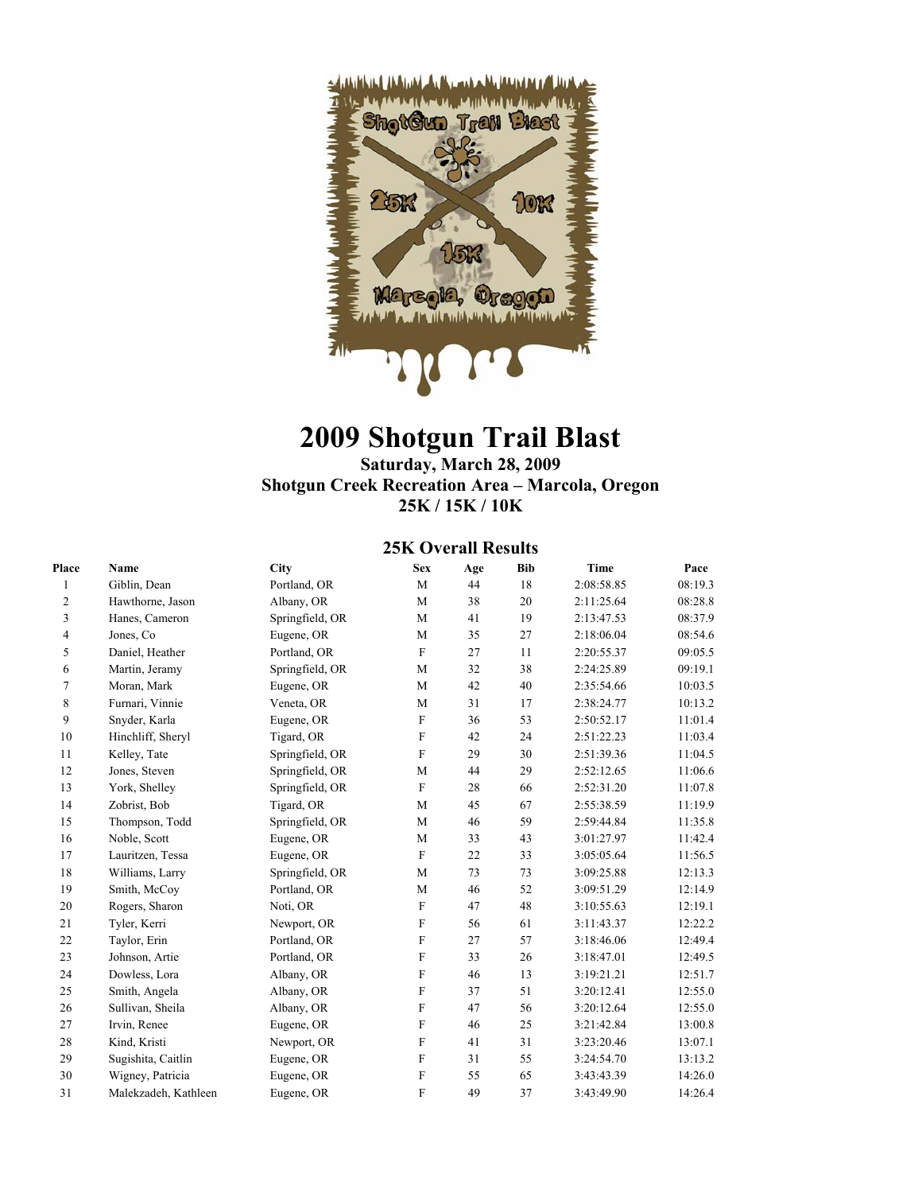# 2009 Shotgun Trail Blast

**Saturday, March 28, 2009**
**Shotgun Creek Recreation Area – Marcola, Oregon**
**25K / 15K / 10K**

## 25K Overall Results

| Place | Name | City | Sex | Age | Bib | Time | Pace |
|---|---|---|---|---|---|---|---|
| 1 | Giblin, Dean | Portland, OR | M | 44 | 18 | 2:08:58.85 | 08:19.3 |
| 2 | Hawthorne, Jason | Albany, OR | M | 38 | 20 | 2:11:25.64 | 08:28.8 |
| 3 | Hanes, Cameron | Springfield, OR | M | 41 | 19 | 2:13:47.53 | 08:37.9 |
| 4 | Jones, Co | Eugene, OR | M | 35 | 27 | 2:18:06.04 | 08:54.6 |
| 5 | Daniel, Heather | Portland, OR | F | 27 | 11 | 2:20:55.37 | 09:05.5 |
| 6 | Martin, Jeramy | Springfield, OR | M | 32 | 38 | 2:24:25.89 | 09:19.1 |
| 7 | Moran, Mark | Eugene, OR | M | 42 | 40 | 2:35:54.66 | 10:03.5 |
| 8 | Furnari, Vinnie | Veneta, OR | M | 31 | 17 | 2:38:24.77 | 10:13.2 |
| 9 | Snyder, Karla | Eugene, OR | F | 36 | 53 | 2:50:52.17 | 11:01.4 |
| 10 | Hinchliff, Sheryl | Tigard, OR | F | 42 | 24 | 2:51:22.23 | 11:03.4 |
| 11 | Kelley, Tate | Springfield, OR | F | 29 | 30 | 2:51:39.36 | 11:04.5 |
| 12 | Jones, Steven | Springfield, OR | M | 44 | 29 | 2:52:12.65 | 11:06.6 |
| 13 | York, Shelley | Springfield, OR | F | 28 | 66 | 2:52:31.20 | 11:07.8 |
| 14 | Zobrist, Bob | Tigard, OR | M | 45 | 67 | 2:55:38.59 | 11:19.9 |
| 15 | Thompson, Todd | Springfield, OR | M | 46 | 59 | 2:59:44.84 | 11:35.8 |
| 16 | Noble, Scott | Eugene, OR | M | 33 | 43 | 3:01:27.97 | 11:42.4 |
| 17 | Lauritzen, Tessa | Eugene, OR | F | 22 | 33 | 3:05:05.64 | 11:56.5 |
| 18 | Williams, Larry | Springfield, OR | M | 73 | 73 | 3:09:25.88 | 12:13.3 |
| 19 | Smith, McCoy | Portland, OR | M | 46 | 52 | 3:09:51.29 | 12:14.9 |
| 20 | Rogers, Sharon | Noti, OR | F | 47 | 48 | 3:10:55.63 | 12:19.1 |
| 21 | Tyler, Kerri | Newport, OR | F | 56 | 61 | 3:11:43.37 | 12:22.2 |
| 22 | Taylor, Erin | Portland, OR | F | 27 | 57 | 3:18:46.06 | 12:49.4 |
| 23 | Johnson, Artie | Portland, OR | F | 33 | 26 | 3:18:47.01 | 12:49.5 |
| 24 | Dowless, Lora | Albany, OR | F | 46 | 13 | 3:19:21.21 | 12:51.7 |
| 25 | Smith, Angela | Albany, OR | F | 37 | 51 | 3:20:12.41 | 12:55.0 |
| 26 | Sullivan, Sheila | Albany, OR | F | 47 | 56 | 3:20:12.64 | 12:55.0 |
| 27 | Irvin, Renee | Eugene, OR | F | 46 | 25 | 3:21:42.84 | 13:00.8 |
| 28 | Kind, Kristi | Newport, OR | F | 41 | 31 | 3:23:20.46 | 13:07.1 |
| 29 | Sugishita, Caitlin | Eugene, OR | F | 31 | 55 | 3:24:54.70 | 13:13.2 |
| 30 | Wigney, Patricia | Eugene, OR | F | 55 | 65 | 3:43:43.39 | 14:26.0 |
| 31 | Malekzadeh, Kathleen | Eugene, OR | F | 49 | 37 | 3:43:49.90 | 14:26.4 |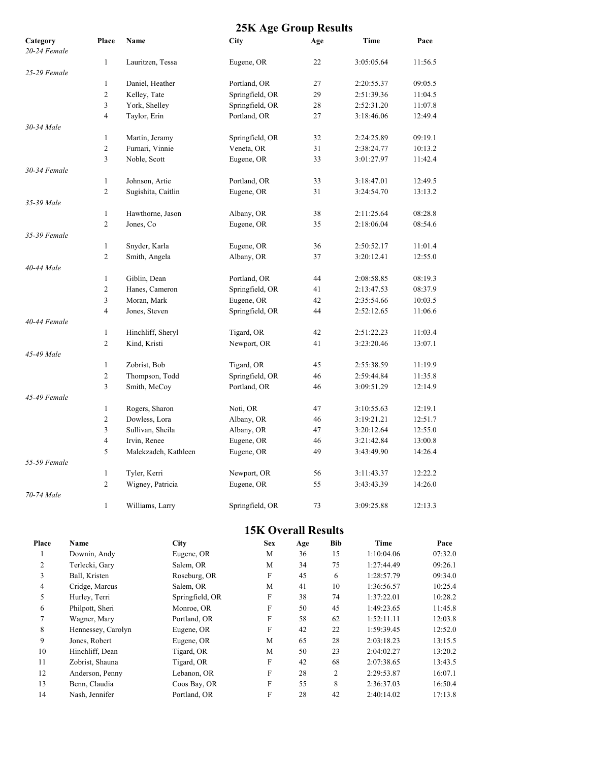## 25K Age Group Results

| Category | Place | Name | City | Age | Time | Pace |
|---|---|---|---|---|---|---|
| *20-24 Female* | | | | | | |
| | 1 | Lauritzen, Tessa | Eugene, OR | 22 | 3:05:05.64 | 11:56.5 |
| *25-29 Female* | | | | | | |
| | 1 | Daniel, Heather | Portland, OR | 27 | 2:20:55.37 | 09:05.5 |
| | 2 | Kelley, Tate | Springfield, OR | 29 | 2:51:39.36 | 11:04.5 |
| | 3 | York, Shelley | Springfield, OR | 28 | 2:52:31.20 | 11:07.8 |
| | 4 | Taylor, Erin | Portland, OR | 27 | 3:18:46.06 | 12:49.4 |
| *30-34 Male* | | | | | | |
| | 1 | Martin, Jeramy | Springfield, OR | 32 | 2:24:25.89 | 09:19.1 |
| | 2 | Furnari, Vinnie | Veneta, OR | 31 | 2:38:24.77 | 10:13.2 |
| | 3 | Noble, Scott | Eugene, OR | 33 | 3:01:27.97 | 11:42.4 |
| *30-34 Female* | | | | | | |
| | 1 | Johnson, Artie | Portland, OR | 33 | 3:18:47.01 | 12:49.5 |
| | 2 | Sugishita, Caitlin | Eugene, OR | 31 | 3:24:54.70 | 13:13.2 |
| *35-39 Male* | | | | | | |
| | 1 | Hawthorne, Jason | Albany, OR | 38 | 2:11:25.64 | 08:28.8 |
| | 2 | Jones, Co | Eugene, OR | 35 | 2:18:06.04 | 08:54.6 |
| *35-39 Female* | | | | | | |
| | 1 | Snyder, Karla | Eugene, OR | 36 | 2:50:52.17 | 11:01.4 |
| | 2 | Smith, Angela | Albany, OR | 37 | 3:20:12.41 | 12:55.0 |
| *40-44 Male* | | | | | | |
| | 1 | Giblin, Dean | Portland, OR | 44 | 2:08:58.85 | 08:19.3 |
| | 2 | Hanes, Cameron | Springfield, OR | 41 | 2:13:47.53 | 08:37.9 |
| | 3 | Moran, Mark | Eugene, OR | 42 | 2:35:54.66 | 10:03.5 |
| | 4 | Jones, Steven | Springfield, OR | 44 | 2:52:12.65 | 11:06.6 |
| *40-44 Female* | | | | | | |
| | 1 | Hinchliff, Sheryl | Tigard, OR | 42 | 2:51:22.23 | 11:03.4 |
| | 2 | Kind, Kristi | Newport, OR | 41 | 3:23:20.46 | 13:07.1 |
| *45-49 Male* | | | | | | |
| | 1 | Zobrist, Bob | Tigard, OR | 45 | 2:55:38.59 | 11:19.9 |
| | 2 | Thompson, Todd | Springfield, OR | 46 | 2:59:44.84 | 11:35.8 |
| | 3 | Smith, McCoy | Portland, OR | 46 | 3:09:51.29 | 12:14.9 |
| *45-49 Female* | | | | | | |
| | 1 | Rogers, Sharon | Noti, OR | 47 | 3:10:55.63 | 12:19.1 |
| | 2 | Dowless, Lora | Albany, OR | 46 | 3:19:21.21 | 12:51.7 |
| | 3 | Sullivan, Sheila | Albany, OR | 47 | 3:20:12.64 | 12:55.0 |
| | 4 | Irvin, Renee | Eugene, OR | 46 | 3:21:42.84 | 13:00.8 |
| | 5 | Malekzadeh, Kathleen | Eugene, OR | 49 | 3:43:49.90 | 14:26.4 |
| *55-59 Female* | | | | | | |
| | 1 | Tyler, Kerri | Newport, OR | 56 | 3:11:43.37 | 12:22.2 |
| | 2 | Wigney, Patricia | Eugene, OR | 55 | 3:43:43.39 | 14:26.0 |
| *70-74 Male* | | | | | | |
| | 1 | Williams, Larry | Springfield, OR | 73 | 3:09:25.88 | 12:13.3 |

## 15K Overall Results

| Place | Name | City | Sex | Age | Bib | Time | Pace |
|---|---|---|---|---|---|---|---|
| 1 | Downin, Andy | Eugene, OR | M | 36 | 15 | 1:10:04.06 | 07:32.0 |
| 2 | Terlecki, Gary | Salem, OR | M | 34 | 75 | 1:27:44.49 | 09:26.1 |
| 3 | Ball, Kristen | Roseburg, OR | F | 45 | 6 | 1:28:57.79 | 09:34.0 |
| 4 | Cridge, Marcus | Salem, OR | M | 41 | 10 | 1:36:56.57 | 10:25.4 |
| 5 | Hurley, Terri | Springfield, OR | F | 38 | 74 | 1:37:22.01 | 10:28.2 |
| 6 | Philpott, Sheri | Monroe, OR | F | 50 | 45 | 1:49:23.65 | 11:45.8 |
| 7 | Wagner, Mary | Portland, OR | F | 58 | 62 | 1:52:11.11 | 12:03.8 |
| 8 | Hennessey, Carolyn | Eugene, OR | F | 42 | 22 | 1:59:39.45 | 12:52.0 |
| 9 | Jones, Robert | Eugene, OR | M | 65 | 28 | 2:03:18.23 | 13:15.5 |
| 10 | Hinchliff, Dean | Tigard, OR | M | 50 | 23 | 2:04:02.27 | 13:20.2 |
| 11 | Zobrist, Shauna | Tigard, OR | F | 42 | 68 | 2:07:38.65 | 13:43.5 |
| 12 | Anderson, Penny | Lebanon, OR | F | 28 | 2 | 2:29:53.87 | 16:07.1 |
| 13 | Benn, Claudia | Coos Bay, OR | F | 55 | 8 | 2:36:37.03 | 16:50.4 |
| 14 | Nash, Jennifer | Portland, OR | F | 28 | 42 | 2:40:14.02 | 17:13.8 |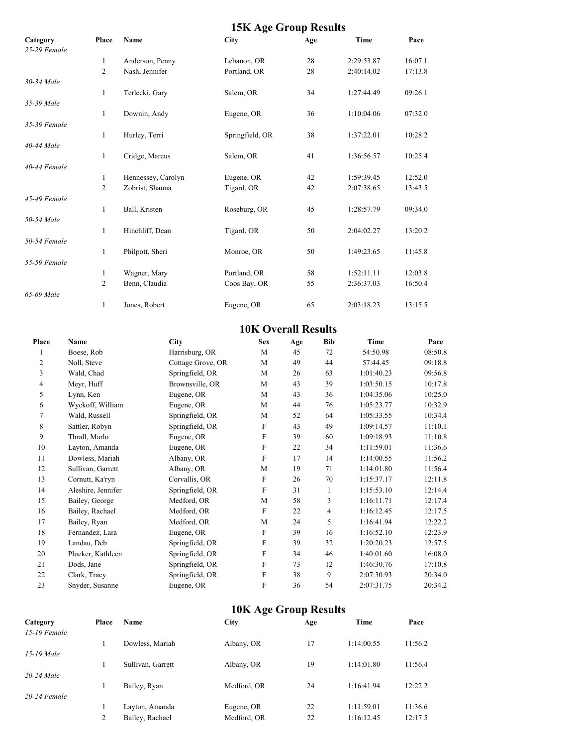## 15K Age Group Results

| Category | Place | Name | City | Age | Time | Pace |
|---|---|---|---|---|---|---|
| *25-29 Female* | | | | | | |
| | 1 | Anderson, Penny | Lebanon, OR | 28 | 2:29:53.87 | 16:07.1 |
| | 2 | Nash, Jennifer | Portland, OR | 28 | 2:40:14.02 | 17:13.8 |
| *30-34 Male* | | | | | | |
| | 1 | Terlecki, Gary | Salem, OR | 34 | 1:27:44.49 | 09:26.1 |
| *35-39 Male* | | | | | | |
| | 1 | Downin, Andy | Eugene, OR | 36 | 1:10:04.06 | 07:32.0 |
| *35-39 Female* | | | | | | |
| | 1 | Hurley, Terri | Springfield, OR | 38 | 1:37:22.01 | 10:28.2 |
| *40-44 Male* | | | | | | |
| | 1 | Cridge, Marcus | Salem, OR | 41 | 1:36:56.57 | 10:25.4 |
| *40-44 Female* | | | | | | |
| | 1 | Hennessey, Carolyn | Eugene, OR | 42 | 1:59:39.45 | 12:52.0 |
| | 2 | Zobrist, Shauna | Tigard, OR | 42 | 2:07:38.65 | 13:43.5 |
| *45-49 Female* | | | | | | |
| | 1 | Ball, Kristen | Roseburg, OR | 45 | 1:28:57.79 | 09:34.0 |
| *50-54 Male* | | | | | | |
| | 1 | Hinchliff, Dean | Tigard, OR | 50 | 2:04:02.27 | 13:20.2 |
| *50-54 Female* | | | | | | |
| | 1 | Philpott, Sheri | Monroe, OR | 50 | 1:49:23.65 | 11:45.8 |
| *55-59 Female* | | | | | | |
| | 1 | Wagner, Mary | Portland, OR | 58 | 1:52:11.11 | 12:03.8 |
| | 2 | Benn, Claudia | Coos Bay, OR | 55 | 2:36:37.03 | 16:50.4 |
| *65-69 Male* | | | | | | |
| | 1 | Jones, Robert | Eugene, OR | 65 | 2:03:18.23 | 13:15.5 |

## 10K Overall Results

| Place | Name | City | Sex | Age | Bib | Time | Pace |
|---|---|---|---|---|---|---|---|
| 1 | Boese, Rob | Harrisburg, OR | M | 45 | 72 | 54:50.98 | 08:50.8 |
| 2 | Noll, Steve | Cottage Grove, OR | M | 49 | 44 | 57:44.45 | 09:18.8 |
| 3 | Wald, Chad | Springfield, OR | M | 26 | 63 | 1:01:40.23 | 09:56.8 |
| 4 | Meyr, Huff | Brownsville, OR | M | 43 | 39 | 1:03:50.15 | 10:17.8 |
| 5 | Lynn, Ken | Eugene, OR | M | 43 | 36 | 1:04:35.06 | 10:25.0 |
| 6 | Wyckoff, William | Eugene, OR | M | 44 | 76 | 1:05:23.77 | 10:32.9 |
| 7 | Wald, Russell | Springfield, OR | M | 52 | 64 | 1:05:33.55 | 10:34.4 |
| 8 | Sattler, Robyn | Springfield, OR | F | 43 | 49 | 1:09:14.57 | 11:10.1 |
| 9 | Thrall, Marlo | Eugene, OR | F | 39 | 60 | 1:09:18.93 | 11:10.8 |
| 10 | Layton, Amanda | Eugene, OR | F | 22 | 34 | 1:11:59.01 | 11:36.6 |
| 11 | Dowless, Mariah | Albany, OR | F | 17 | 14 | 1:14:00.55 | 11:56.2 |
| 12 | Sullivan, Garrett | Albany, OR | M | 19 | 71 | 1:14:01.80 | 11:56.4 |
| 13 | Cornutt, Ka'ryn | Corvallis, OR | F | 26 | 70 | 1:15:37.17 | 12:11.8 |
| 14 | Aleshire, Jennifer | Springfield, OR | F | 31 | 1 | 1:15:53.10 | 12:14.4 |
| 15 | Bailey, George | Medford, OR | M | 58 | 3 | 1:16:11.71 | 12:17.4 |
| 16 | Bailey, Rachael | Medford, OR | F | 22 | 4 | 1:16:12.45 | 12:17.5 |
| 17 | Bailey, Ryan | Medford, OR | M | 24 | 5 | 1:16:41.94 | 12:22.2 |
| 18 | Fernandez, Lara | Eugene, OR | F | 39 | 16 | 1:16:52.10 | 12:23.9 |
| 19 | Landau, Deb | Springfield, OR | F | 39 | 32 | 1:20:20.23 | 12:57.5 |
| 20 | Plucker, Kathleen | Springfield, OR | F | 34 | 46 | 1:40:01.60 | 16:08.0 |
| 21 | Dods, Jane | Springfield, OR | F | 73 | 12 | 1:46:30.76 | 17:10.8 |
| 22 | Clark, Tracy | Springfield, OR | F | 38 | 9 | 2:07:30.93 | 20:34.0 |
| 23 | Snyder, Susanne | Eugene, OR | F | 36 | 54 | 2:07:31.75 | 20:34.2 |

## 10K Age Group Results

| Category | Place | Name | City | Age | Time | Pace |
|---|---|---|---|---|---|---|
| *15-19 Female* | | | | | | |
| | 1 | Dowless, Mariah | Albany, OR | 17 | 1:14:00.55 | 11:56.2 |
| *15-19 Male* | | | | | | |
| | 1 | Sullivan, Garrett | Albany, OR | 19 | 1:14:01.80 | 11:56.4 |
| *20-24 Male* | | | | | | |
| | 1 | Bailey, Ryan | Medford, OR | 24 | 1:16:41.94 | 12:22.2 |
| *20-24 Female* | | | | | | |
| | 1 | Layton, Amanda | Eugene, OR | 22 | 1:11:59.01 | 11:36.6 |
| | 2 | Bailey, Rachael | Medford, OR | 22 | 1:16:12.45 | 12:17.5 |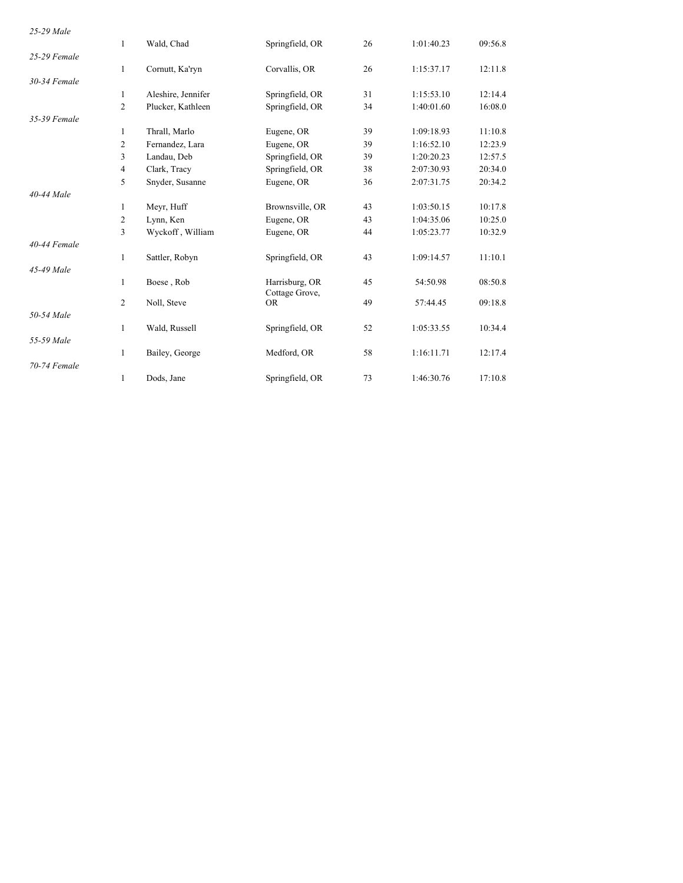| | | | | | | |
|---|---|---|---|---|---|---|
| *25-29 Male* | | | | | | |
| | 1 | Wald, Chad | Springfield, OR | 26 | 1:01:40.23 | 09:56.8 |
| *25-29 Female* | | | | | | |
| | 1 | Cornutt, Ka'ryn | Corvallis, OR | 26 | 1:15:37.17 | 12:11.8 |
| *30-34 Female* | | | | | | |
| | 1 | Aleshire, Jennifer | Springfield, OR | 31 | 1:15:53.10 | 12:14.4 |
| | 2 | Plucker, Kathleen | Springfield, OR | 34 | 1:40:01.60 | 16:08.0 |
| *35-39 Female* | | | | | | |
| | 1 | Thrall, Marlo | Eugene, OR | 39 | 1:09:18.93 | 11:10.8 |
| | 2 | Fernandez, Lara | Eugene, OR | 39 | 1:16:52.10 | 12:23.9 |
| | 3 | Landau, Deb | Springfield, OR | 39 | 1:20:20.23 | 12:57.5 |
| | 4 | Clark, Tracy | Springfield, OR | 38 | 2:07:30.93 | 20:34.0 |
| | 5 | Snyder, Susanne | Eugene, OR | 36 | 2:07:31.75 | 20:34.2 |
| *40-44 Male* | | | | | | |
| | 1 | Meyr, Huff | Brownsville, OR | 43 | 1:03:50.15 | 10:17.8 |
| | 2 | Lynn, Ken | Eugene, OR | 43 | 1:04:35.06 | 10:25.0 |
| | 3 | Wyckoff , William | Eugene, OR | 44 | 1:05:23.77 | 10:32.9 |
| *40-44 Female* | | | | | | |
| | 1 | Sattler, Robyn | Springfield, OR | 43 | 1:09:14.57 | 11:10.1 |
| *45-49 Male* | | | | | | |
| | 1 | Boese , Rob | Harrisburg, OR | 45 | 54:50.98 | 08:50.8 |
| | 2 | Noll, Steve | Cottage Grove, OR | 49 | 57:44.45 | 09:18.8 |
| *50-54 Male* | | | | | | |
| | 1 | Wald, Russell | Springfield, OR | 52 | 1:05:33.55 | 10:34.4 |
| *55-59 Male* | | | | | | |
| | 1 | Bailey, George | Medford, OR | 58 | 1:16:11.71 | 12:17.4 |
| *70-74 Female* | | | | | | |
| | 1 | Dods, Jane | Springfield, OR | 73 | 1:46:30.76 | 17:10.8 |